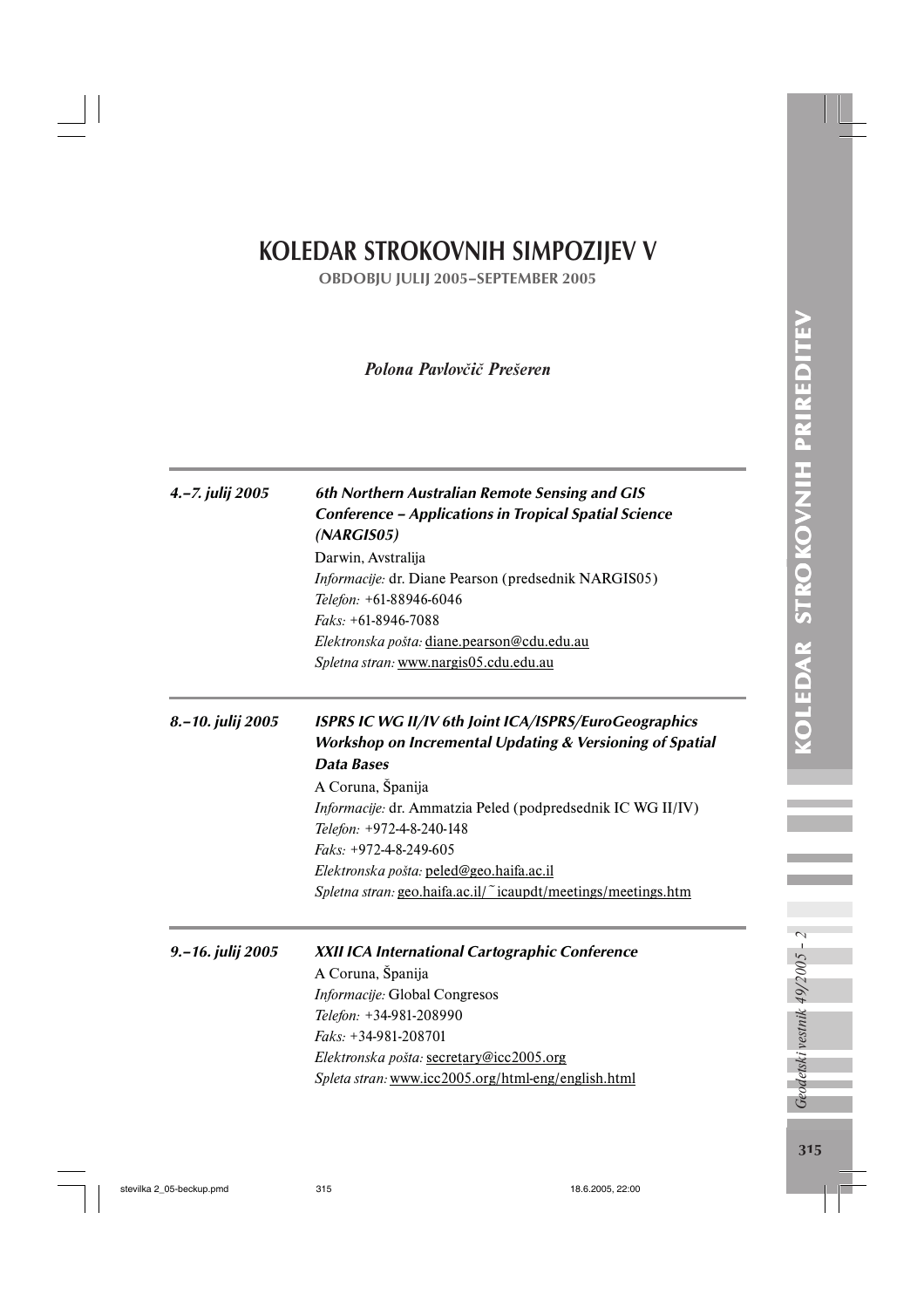# KOLEDAR STROKOVNIH SIMPOZIJEV V

**OBDOBJU JULIJ 2005–SEPTEMBER 2005**

*Polona Pavlovčič Prešeren*

---

***4.–7. julij 2005***

***6th Northern Australian Remote Sensing and GIS Conference – Applications in Tropical Spatial Science (NARGIS05)***

Darwin, Avstralija

*Informacije:* dr. Diane Pearson (predsednik NARGIS05)

*Telefon:* +61-88946-6046

*Faks:* +61-8946-7088

*Elektronska pošta:* diane.pearson@cdu.edu.au

*Spletna stran:* www.nargis05.cdu.edu.au

---

***8.–10. julij 2005***

***ISPRS IC WG II/IV 6th Joint ICA/ISPRS/EuroGeographics Workshop on Incremental Updating & Versioning of Spatial Data Bases***

A Coruna, Španija

*Informacije:* dr. Ammatzia Peled (podpredsednik IC WG II/IV)

*Telefon:* +972-4-8-240-148

*Faks:* +972-4-8-249-605

*Elektronska pošta:* peled@geo.haifa.ac.il

*Spletna stran:* geo.haifa.ac.il/~icaupdt/meetings/meetings.htm

---

***9.–16. julij 2005***

***XXII ICA International Cartographic Conference***

A Coruna, Španija

*Informacije:* Global Congresos

*Telefon:* +34-981-208990

*Faks:* +34-981-208701

*Elektronska pošta:* secretary@icc2005.org

*Spleta stran:* www.icc2005.org/html-eng/english.html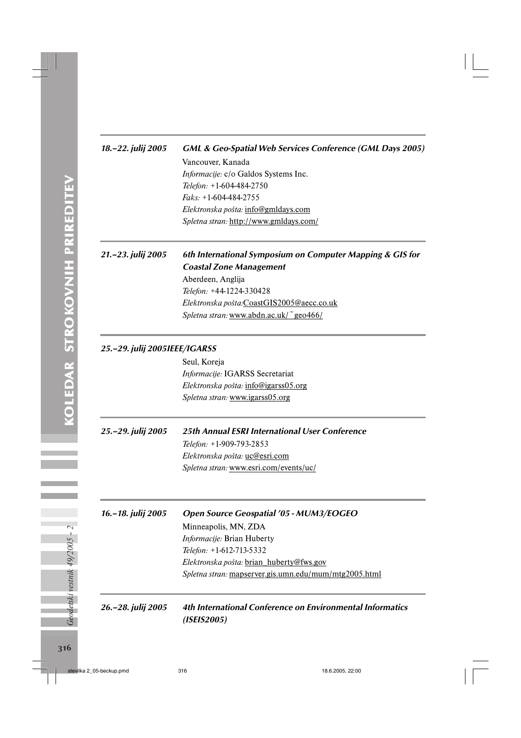**18.–22. julij 2005** **GML & Geo-Spatial Web Services Conference (GML Days 2005)**

Vancouver, Kanada
*Informacije:* c/o Galdos Systems Inc.
*Telefon:* +1-604-484-2750
*Faks:* +1-604-484-2755
*Elektronska pošta:* info@gmldays.com
*Spletna stran:* http://www.gmldays.com/

---

**21.–23. julij 2005** **6th International Symposium on Computer Mapping & GIS for Coastal Zone Management**

Aberdeen, Anglija
*Telefon:* +44-1224-330428
*Elektronska pošta:* CoastGIS2005@aecc.co.uk
*Spletna stran:* www.abdn.ac.uk/~geo466/

---

**25.–29. julij 2005IEEE/IGARSS**

Seul, Koreja
*Informacije:* IGARSS Secretariat
*Elektronska pošta:* info@igarss05.org
*Spletna stran:* www.igarss05.org

---

**25.–29. julij 2005** **25th Annual ESRI International User Conference**

*Telefon:* +1-909-793-2853
*Elektronska pošta:* uc@esri.com
*Spletna stran:* www.esri.com/events/uc/

---

**16.–18. julij 2005** **Open Source Geospatial '05 - MUM3/EOGEO**

Minneapolis, MN, ZDA
*Informacije:* Brian Huberty
*Telefon:* +1-612-713-5332
*Elektronska pošta:* brian_huberty@fws.gov
*Spletna stran:* mapserver.gis.umn.edu/mum/mtg2005.html

---

**26.–28. julij 2005** **4th International Conference on Environmental Informatics (ISEIS2005)**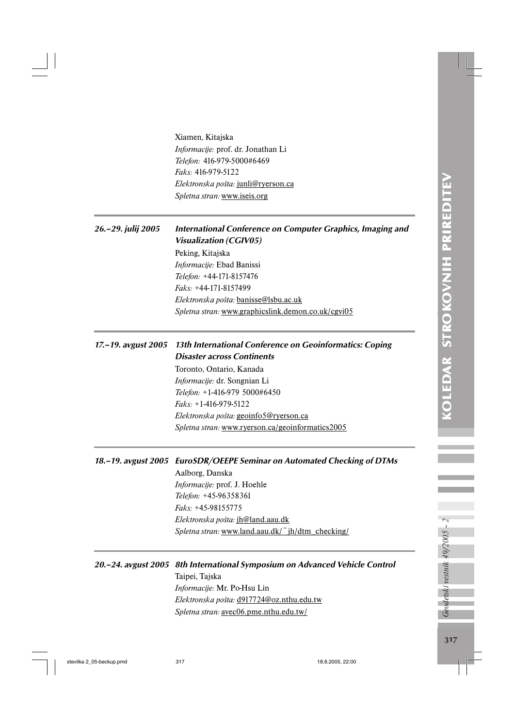Xiamen, Kitajska
*Informacije:* prof. dr. Jonathan Li
*Telefon:* 416-979-5000#6469
*Faks:* 416-979-5122
*Elektronska pošta:* junli@ryerson.ca
*Spletna stran:* www.iseis.org

---

***26.–29. julij 2005*** ***International Conference on Computer Graphics, Imaging and Visualization (CGIV05)***

Peking, Kitajska
*Informacije:* Ebad Banissi
*Telefon:* +44-171-8157476
*Faks:* +44-171-8157499
*Elektronska pošta:* banisse@lsbu.ac.uk
*Spletna stran:* www.graphicslink.demon.co.uk/cgvi05

---

***17.–19. avgust 2005*** ***13th International Conference on Geoinformatics: Coping Disaster across Continents***

Toronto, Ontario, Kanada
*Informacije:* dr. Songnian Li
*Telefon:* +1-416-979 5000#6450
*Faks:* +1-416-979-5122
*Elektronska pošta:* geoinfo5@ryerson.ca
*Spletna stran:* www.ryerson.ca/geoinformatics2005

---

***18.–19. avgust 2005*** ***EuroSDR/OEEPE Seminar on Automated Checking of DTMs***

Aalborg, Danska
*Informacije:* prof. J. Hoehle
*Telefon:* +45-96358361
*Faks:* +45-98155775
*Elektronska pošta:* jh@land.aau.dk
*Spletna stran:* www.land.aau.dk/~jh/dtm_checking/

---

***20.–24. avgust 2005*** ***8th International Symposium on Advanced Vehicle Control***

Taipei, Tajska
*Informacije:* Mr. Po-Hsu Lin
*Elektronska pošta:* d917724@oz.nthu.edu.tw
*Spletna stran:* avec06.pme.nthu.edu.tw/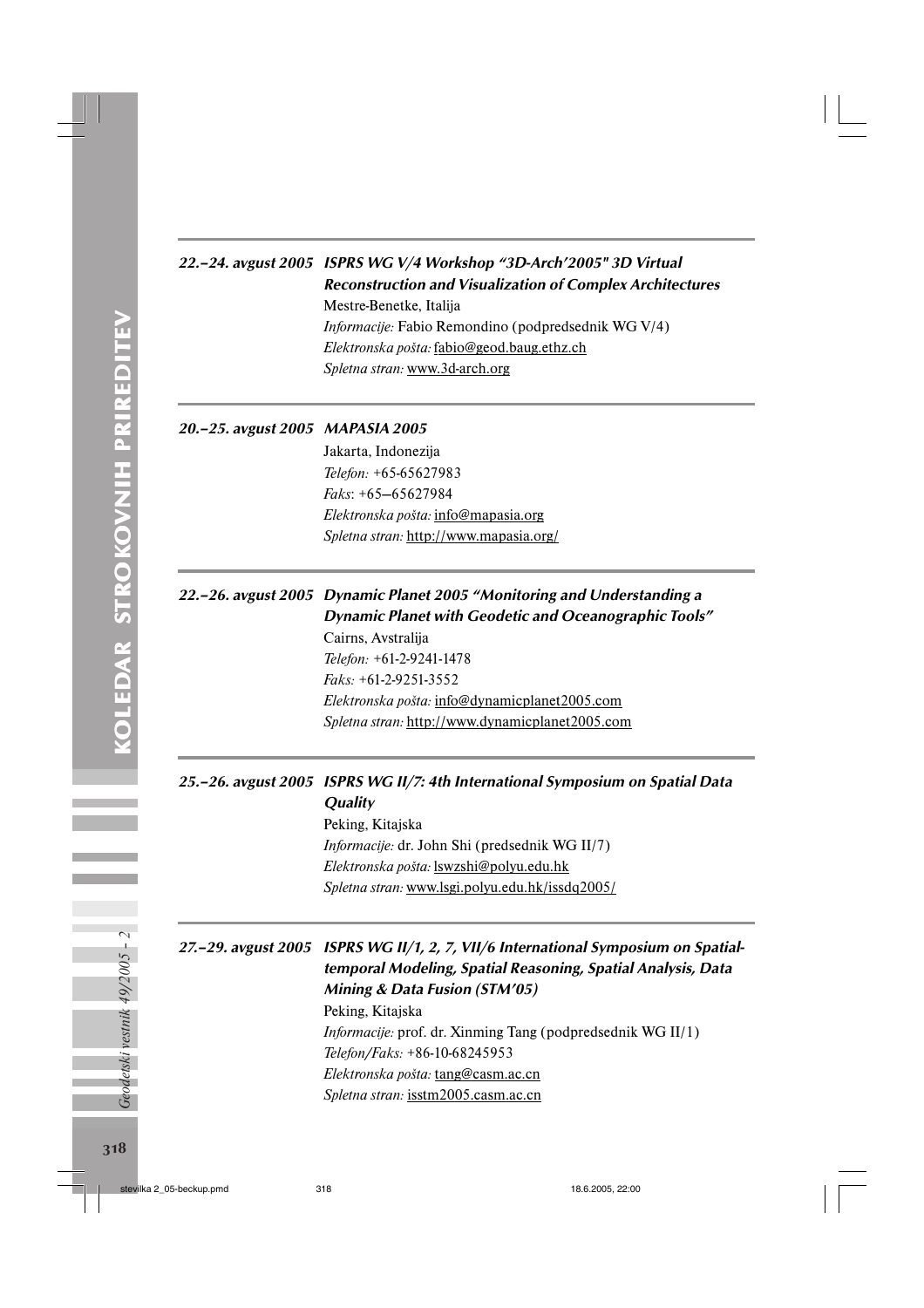**22.–24. avgust 2005** ***ISPRS WG V/4 Workshop "3D-Arch'2005" 3D Virtual Reconstruction and Visualization of Complex Architectures***

Mestre-Benetke, Italija

*Informacije:* Fabio Remondino (podpredsednik WG V/4)

*Elektronska pošta:* fabio@geod.baug.ethz.ch

*Spletna stran:* www.3d-arch.org

---

**20.–25. avgust 2005** ***MAPASIA 2005***

Jakarta, Indonezija

*Telefon:* +65-65627983

*Faks*: +65–65627984

*Elektronska pošta:* info@mapasia.org

*Spletna stran:* http://www.mapasia.org/

---

**22.–26. avgust 2005** ***Dynamic Planet 2005 "Monitoring and Understanding a Dynamic Planet with Geodetic and Oceanographic Tools"***

Cairns, Avstralija

*Telefon:* +61-2-9241-1478

*Faks:* +61-2-9251-3552

*Elektronska pošta:* info@dynamicplanet2005.com

*Spletna stran:* http://www.dynamicplanet2005.com

---

**25.–26. avgust 2005** ***ISPRS WG II/7: 4th International Symposium on Spatial Data Quality***

Peking, Kitajska

*Informacije:* dr. John Shi (predsednik WG II/7)

*Elektronska pošta:* lswzshi@polyu.edu.hk

*Spletna stran:* www.lsgi.polyu.edu.hk/issdq2005/

---

**27.–29. avgust 2005** ***ISPRS WG II/1, 2, 7, VII/6 International Symposium on Spatial-temporal Modeling, Spatial Reasoning, Spatial Analysis, Data Mining & Data Fusion (STM'05)***

Peking, Kitajska

*Informacije:* prof. dr. Xinming Tang (podpredsednik WG II/1)

*Telefon/Faks:* +86-10-68245953

*Elektronska pošta:* tang@casm.ac.cn

*Spletna stran:* isstm2005.casm.ac.cn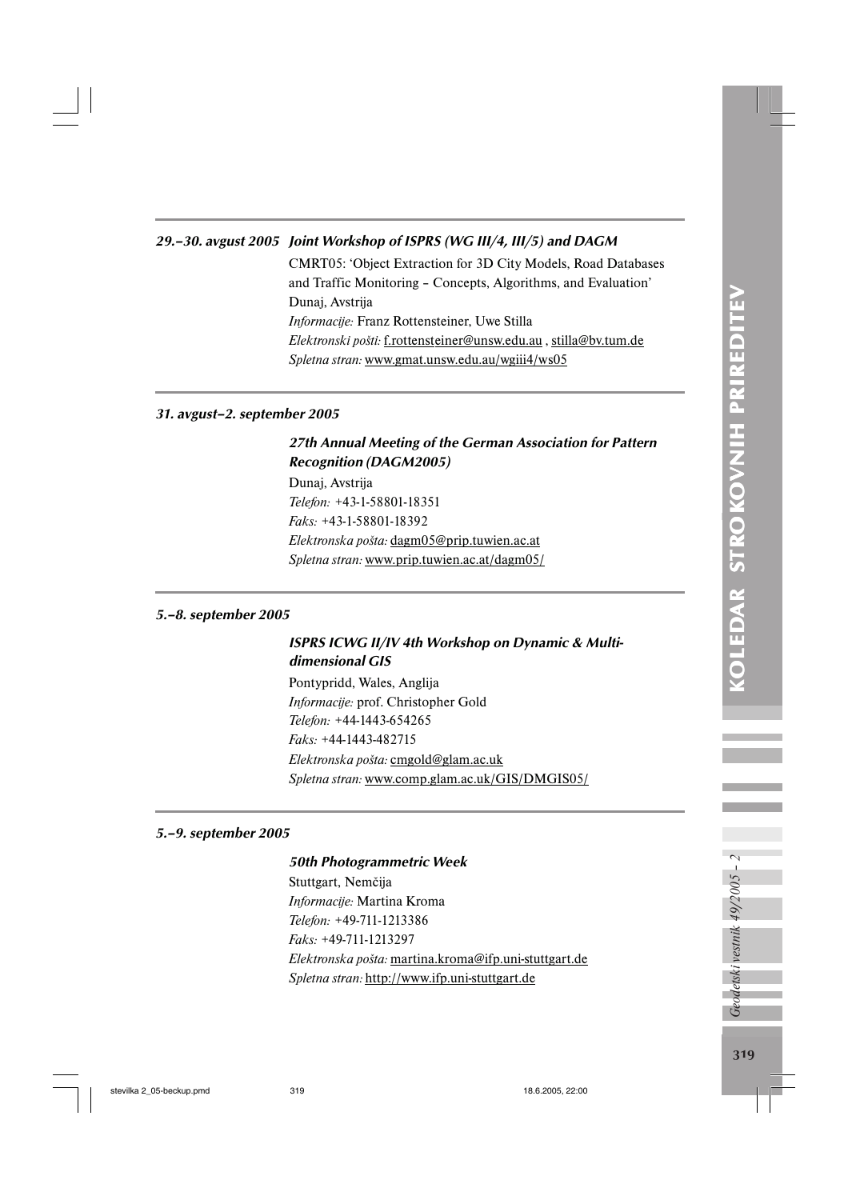***29.–30. avgust 2005 Joint Workshop of ISPRS (WG III/4, III/5) and DAGM***

CMRT05: 'Object Extraction for 3D City Models, Road Databases and Traffic Monitoring – Concepts, Algorithms, and Evaluation'
Dunaj, Avstrija
*Informacije:* Franz Rottensteiner, Uwe Stilla
*Elektronski pošti:* f.rottensteiner@unsw.edu.au , stilla@bv.tum.de
*Spletna stran:* www.gmat.unsw.edu.au/wgiii4/ws05

---

***31. avgust–2. september 2005***

***27th Annual Meeting of the German Association for Pattern Recognition (DAGM2005)***

Dunaj, Avstrija
*Telefon:* +43-1-58801-18351
*Faks:* +43-1-58801-18392
*Elektronska pošta:* dagm05@prip.tuwien.ac.at
*Spletna stran:* www.prip.tuwien.ac.at/dagm05/

---

***5.–8. september 2005***

***ISPRS ICWG II/IV 4th Workshop on Dynamic & Multi-dimensional GIS***

Pontypridd, Wales, Anglija
*Informacije:* prof. Christopher Gold
*Telefon:* +44-1443-654265
*Faks:* +44-1443-482715
*Elektronska pošta:* cmgold@glam.ac.uk
*Spletna stran:* www.comp.glam.ac.uk/GIS/DMGIS05/

---

***5.–9. september 2005***

***50th Photogrammetric Week***

Stuttgart, Nemčija
*Informacije:* Martina Kroma
*Telefon:* +49-711-1213386
*Faks:* +49-711-1213297
*Elektronska pošta:* martina.kroma@ifp.uni-stuttgart.de
*Spletna stran:* http://www.ifp.uni-stuttgart.de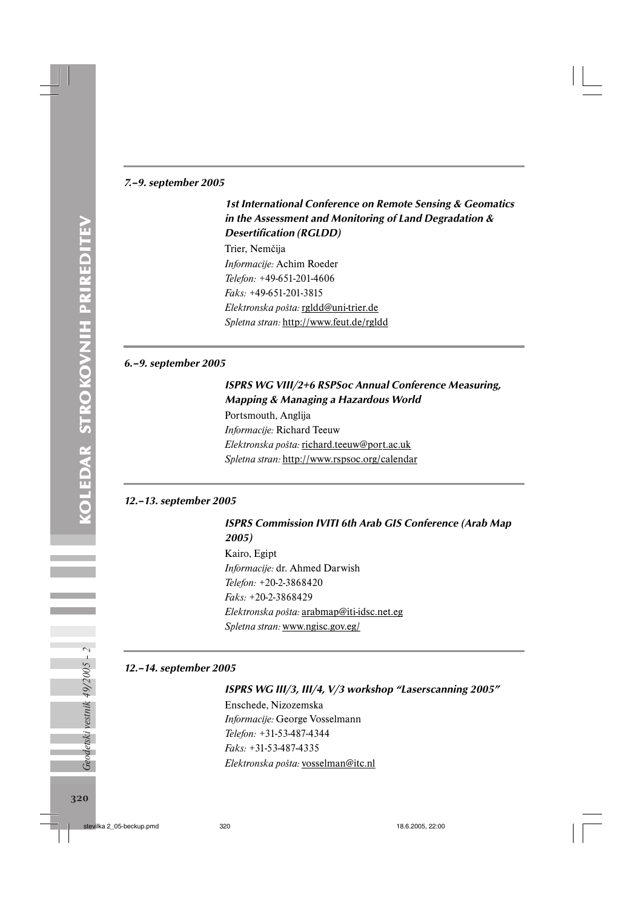*7.–9. september 2005*

***1st International Conference on Remote Sensing & Geomatics in the Assessment and Monitoring of Land Degradation & Desertification (RGLDD)***

Trier, Nemčija
*Informacije:* Achim Roeder
*Telefon:* +49-651-201-4606
*Faks:* +49-651-201-3815
*Elektronska pošta:* rgldd@uni-trier.de
*Spletna stran:* http://www.feut.de/rgldd

*6.–9. september 2005*

***ISPRS WG VIII/2+6 RSPSoc Annual Conference Measuring, Mapping & Managing a Hazardous World***

Portsmouth, Anglija
*Informacije:* Richard Teeuw
*Elektronska pošta:* richard.teeuw@port.ac.uk
*Spletna stran:* http://www.rspsoc.org/calendar

*12.–13. september 2005*

***ISPRS Commission IVITI 6th Arab GIS Conference (Arab Map 2005)***

Kairo, Egipt
*Informacije:* dr. Ahmed Darwish
*Telefon:* +20-2-3868420
*Faks:* +20-2-3868429
*Elektronska pošta:* arabmap@iti-idsc.net.eg
*Spletna stran:* www.ngisc.gov.eg/

*12.–14. september 2005*

***ISPRS WG III/3, III/4, V/3 workshop "Laserscanning 2005"***

Enschede, Nizozemska
*Informacije:* George Vosselmann
*Telefon:* +31-53-487-4344
*Faks:* +31-53-487-4335
*Elektronska pošta:* vosselman@itc.nl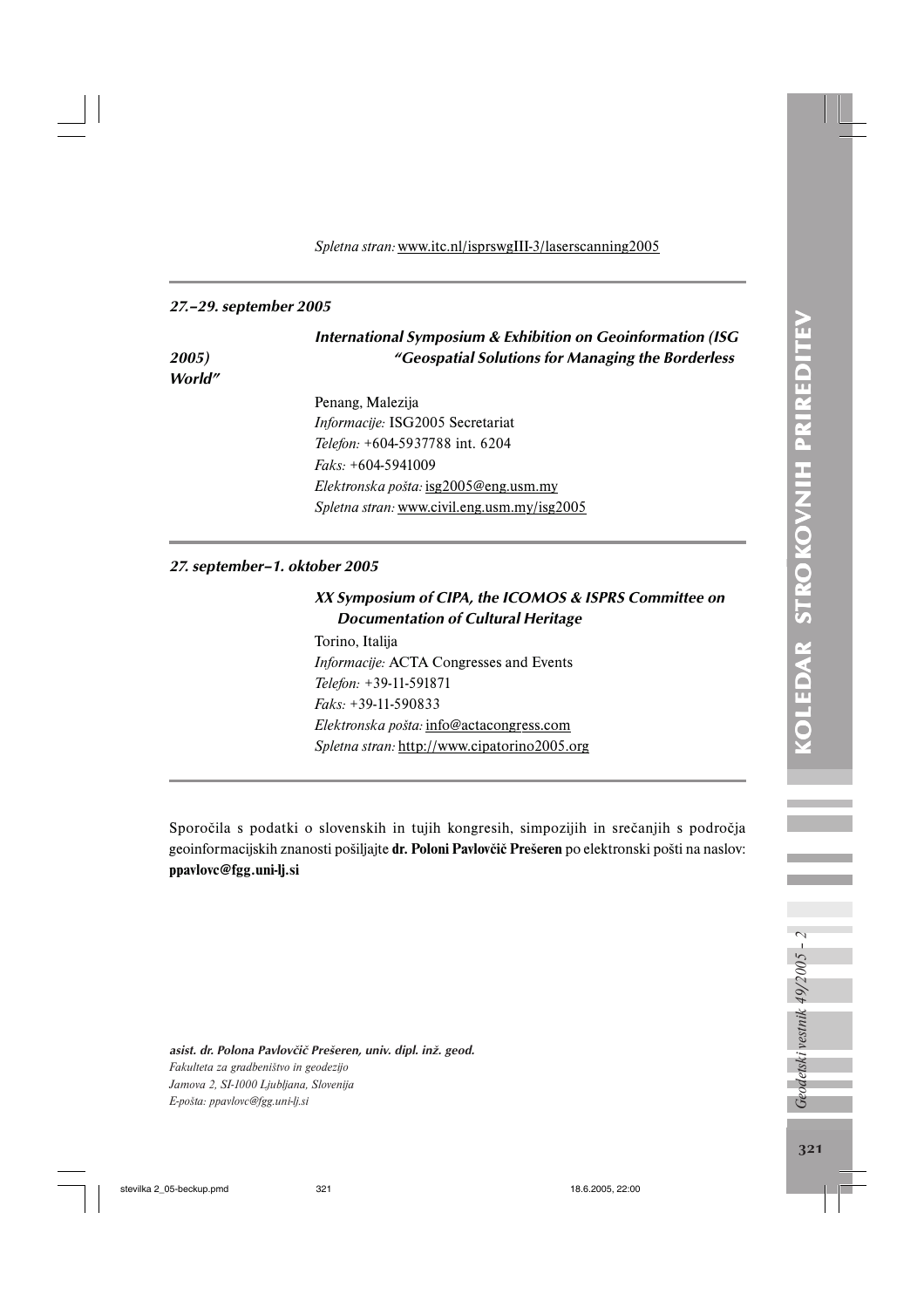*Spletna stran:* www.itc.nl/isprswgIII-3/laserscanning2005

***27.–29. september 2005***

***International Symposium & Exhibition on Geoinformation (ISG 2005) "Geospatial Solutions for Managing the Borderless World"***

Penang, Malezija
*Informacije:* ISG2005 Secretariat
*Telefon:* +604-5937788 int. 6204
*Faks:* +604-5941009
*Elektronska pošta:* isg2005@eng.usm.my
*Spletna stran:* www.civil.eng.usm.my/isg2005

***27. september–1. oktober 2005***

***XX Symposium of CIPA, the ICOMOS & ISPRS Committee on Documentation of Cultural Heritage***

Torino, Italija
*Informacije:* ACTA Congresses and Events
*Telefon:* +39-11-591871
*Faks:* +39-11-590833
*Elektronska pošta:* info@actacongress.com
*Spletna stran:* http://www.cipatorino2005.org

Sporočila s podatki o slovenskih in tujih kongresih, simpozijih in srečanjih s področja geoinformacijskih znanosti pošiljajte **dr. Poloni Pavlovčič Prešeren** po elektronski pošti na naslov: **ppavlovc@fgg.uni-lj.si**

***asist. dr. Polona Pavlovčič Prešeren, univ. dipl. inž. geod.***
*Fakulteta za gradbeništvo in geodezijo*
*Jamova 2, SI-1000 Ljubljana, Slovenija*
*E-pošta: ppavlovc@fgg.uni-lj.si*